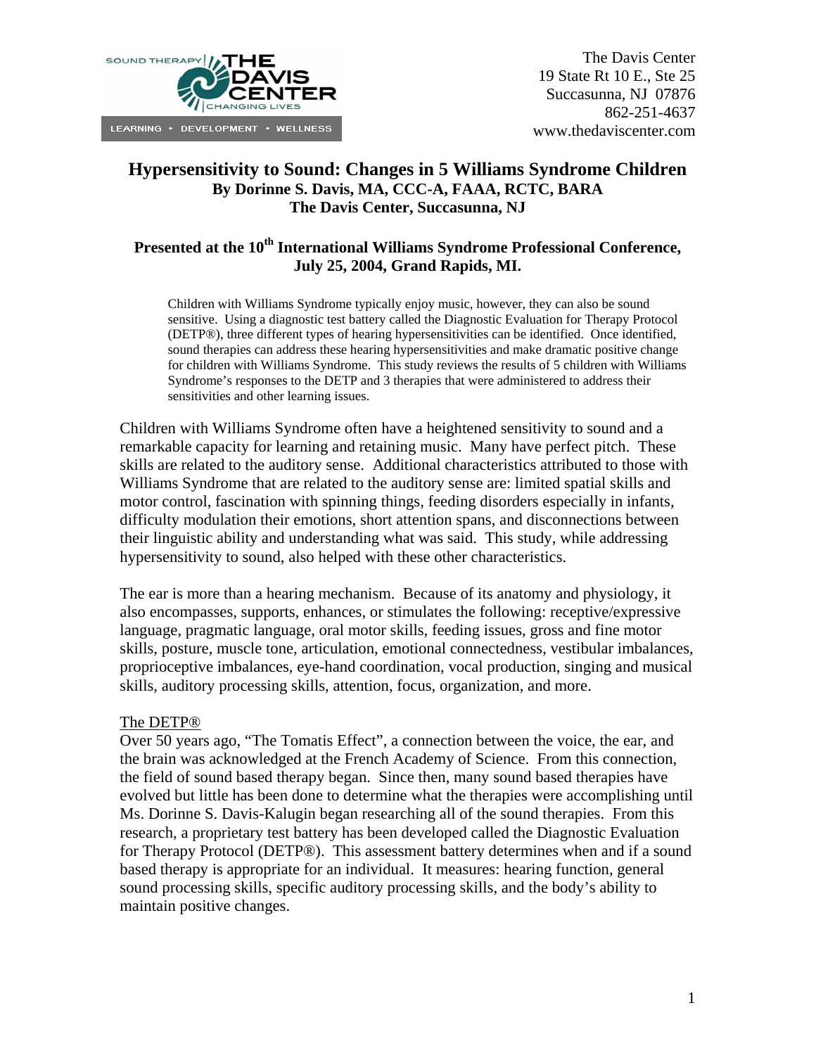The Davis Center
19 State Rt 10 E., Ste 25
Succasunna, NJ 07876
862-251-4637
www.thedaviscenter.com

# Hypersensitivity to Sound: Changes in 5 Williams Syndrome Children

**By Dorinne S. Davis, MA, CCC-A, FAAA, RCTC, BARA**
**The Davis Center, Succasunna, NJ**

**Presented at the 10th International Williams Syndrome Professional Conference, July 25, 2004, Grand Rapids, MI.**

> Children with Williams Syndrome typically enjoy music, however, they can also be sound sensitive. Using a diagnostic test battery called the Diagnostic Evaluation for Therapy Protocol (DETP®), three different types of hearing hypersensitivities can be identified. Once identified, sound therapies can address these hearing hypersensitivities and make dramatic positive change for children with Williams Syndrome. This study reviews the results of 5 children with Williams Syndrome's responses to the DETP and 3 therapies that were administered to address their sensitivities and other learning issues.

Children with Williams Syndrome often have a heightened sensitivity to sound and a remarkable capacity for learning and retaining music. Many have perfect pitch. These skills are related to the auditory sense. Additional characteristics attributed to those with Williams Syndrome that are related to the auditory sense are: limited spatial skills and motor control, fascination with spinning things, feeding disorders especially in infants, difficulty modulation their emotions, short attention spans, and disconnections between their linguistic ability and understanding what was said. This study, while addressing hypersensitivity to sound, also helped with these other characteristics.

The ear is more than a hearing mechanism. Because of its anatomy and physiology, it also encompasses, supports, enhances, or stimulates the following: receptive/expressive language, pragmatic language, oral motor skills, feeding issues, gross and fine motor skills, posture, muscle tone, articulation, emotional connectedness, vestibular imbalances, proprioceptive imbalances, eye-hand coordination, vocal production, singing and musical skills, auditory processing skills, attention, focus, organization, and more.

## The DETP®

Over 50 years ago, "The Tomatis Effect", a connection between the voice, the ear, and the brain was acknowledged at the French Academy of Science. From this connection, the field of sound based therapy began. Since then, many sound based therapies have evolved but little has been done to determine what the therapies were accomplishing until Ms. Dorinne S. Davis-Kalugin began researching all of the sound therapies. From this research, a proprietary test battery has been developed called the Diagnostic Evaluation for Therapy Protocol (DETP®). This assessment battery determines when and if a sound based therapy is appropriate for an individual. It measures: hearing function, general sound processing skills, specific auditory processing skills, and the body's ability to maintain positive changes.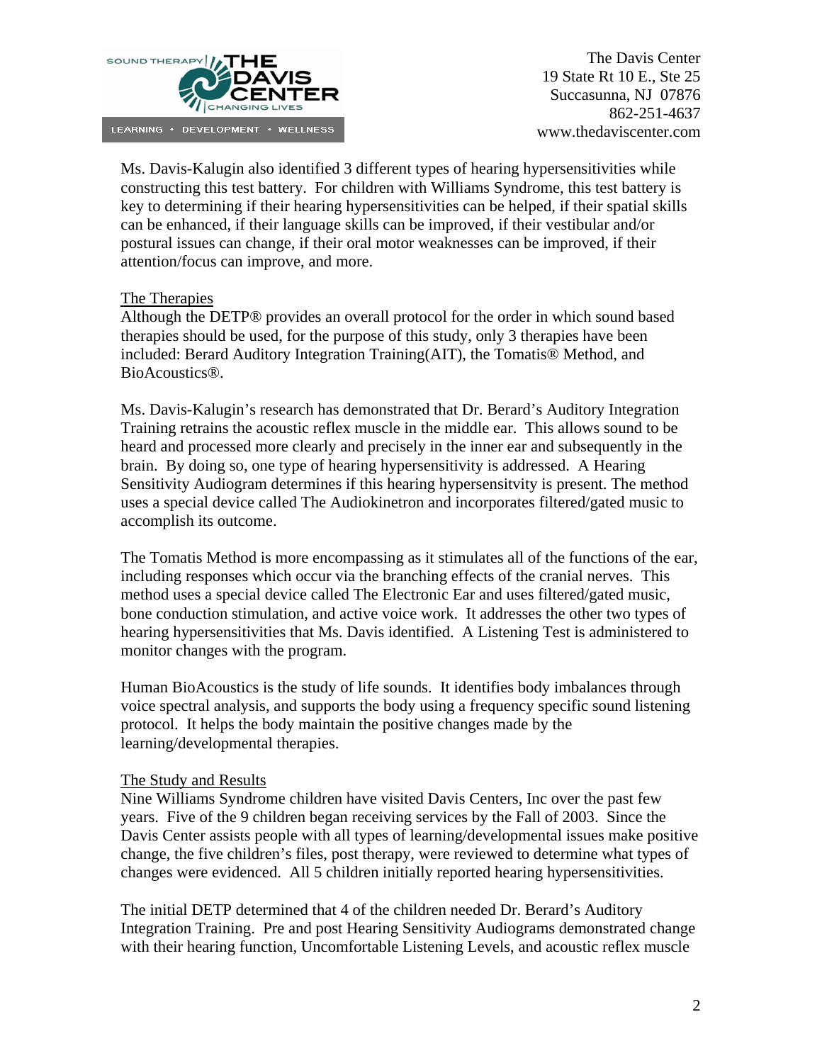Ms. Davis-Kalugin also identified 3 different types of hearing hypersensitivities while constructing this test battery. For children with Williams Syndrome, this test battery is key to determining if their hearing hypersensitivities can be helped, if their spatial skills can be enhanced, if their language skills can be improved, if their vestibular and/or postural issues can change, if their oral motor weaknesses can be improved, if their attention/focus can improve, and more.

## The Therapies

Although the DETP® provides an overall protocol for the order in which sound based therapies should be used, for the purpose of this study, only 3 therapies have been included: Berard Auditory Integration Training(AIT), the Tomatis® Method, and BioAcoustics®.

Ms. Davis-Kalugin's research has demonstrated that Dr. Berard's Auditory Integration Training retrains the acoustic reflex muscle in the middle ear. This allows sound to be heard and processed more clearly and precisely in the inner ear and subsequently in the brain. By doing so, one type of hearing hypersensitivity is addressed. A Hearing Sensitivity Audiogram determines if this hearing hypersensitvity is present. The method uses a special device called The Audiokinetron and incorporates filtered/gated music to accomplish its outcome.

The Tomatis Method is more encompassing as it stimulates all of the functions of the ear, including responses which occur via the branching effects of the cranial nerves. This method uses a special device called The Electronic Ear and uses filtered/gated music, bone conduction stimulation, and active voice work. It addresses the other two types of hearing hypersensitivities that Ms. Davis identified. A Listening Test is administered to monitor changes with the program.

Human BioAcoustics is the study of life sounds. It identifies body imbalances through voice spectral analysis, and supports the body using a frequency specific sound listening protocol. It helps the body maintain the positive changes made by the learning/developmental therapies.

## The Study and Results

Nine Williams Syndrome children have visited Davis Centers, Inc over the past few years. Five of the 9 children began receiving services by the Fall of 2003. Since the Davis Center assists people with all types of learning/developmental issues make positive change, the five children's files, post therapy, were reviewed to determine what types of changes were evidenced. All 5 children initially reported hearing hypersensitivities.

The initial DETP determined that 4 of the children needed Dr. Berard's Auditory Integration Training. Pre and post Hearing Sensitivity Audiograms demonstrated change with their hearing function, Uncomfortable Listening Levels, and acoustic reflex muscle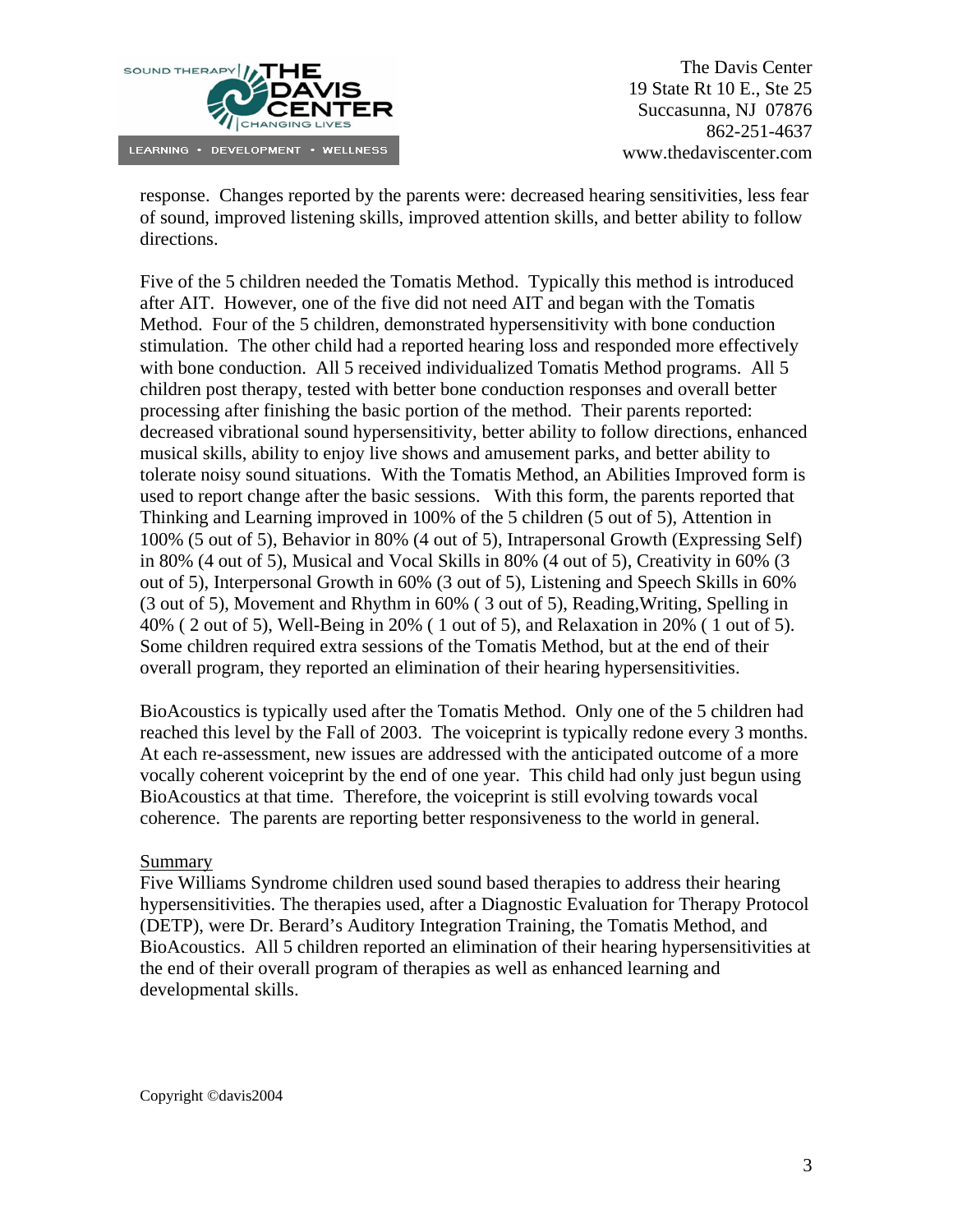response. Changes reported by the parents were: decreased hearing sensitivities, less fear of sound, improved listening skills, improved attention skills, and better ability to follow directions.

Five of the 5 children needed the Tomatis Method. Typically this method is introduced after AIT. However, one of the five did not need AIT and began with the Tomatis Method. Four of the 5 children, demonstrated hypersensitivity with bone conduction stimulation. The other child had a reported hearing loss and responded more effectively with bone conduction. All 5 received individualized Tomatis Method programs. All 5 children post therapy, tested with better bone conduction responses and overall better processing after finishing the basic portion of the method. Their parents reported: decreased vibrational sound hypersensitivity, better ability to follow directions, enhanced musical skills, ability to enjoy live shows and amusement parks, and better ability to tolerate noisy sound situations. With the Tomatis Method, an Abilities Improved form is used to report change after the basic sessions. With this form, the parents reported that Thinking and Learning improved in 100% of the 5 children (5 out of 5), Attention in 100% (5 out of 5), Behavior in 80% (4 out of 5), Intrapersonal Growth (Expressing Self) in 80% (4 out of 5), Musical and Vocal Skills in 80% (4 out of 5), Creativity in 60% (3 out of 5), Interpersonal Growth in 60% (3 out of 5), Listening and Speech Skills in 60% (3 out of 5), Movement and Rhythm in 60% ( 3 out of 5), Reading,Writing, Spelling in 40% ( 2 out of 5), Well-Being in 20% ( 1 out of 5), and Relaxation in 20% ( 1 out of 5). Some children required extra sessions of the Tomatis Method, but at the end of their overall program, they reported an elimination of their hearing hypersensitivities.

BioAcoustics is typically used after the Tomatis Method. Only one of the 5 children had reached this level by the Fall of 2003. The voiceprint is typically redone every 3 months. At each re-assessment, new issues are addressed with the anticipated outcome of a more vocally coherent voiceprint by the end of one year. This child had only just begun using BioAcoustics at that time. Therefore, the voiceprint is still evolving towards vocal coherence. The parents are reporting better responsiveness to the world in general.

## Summary

Five Williams Syndrome children used sound based therapies to address their hearing hypersensitivities. The therapies used, after a Diagnostic Evaluation for Therapy Protocol (DETP), were Dr. Berard's Auditory Integration Training, the Tomatis Method, and BioAcoustics. All 5 children reported an elimination of their hearing hypersensitivities at the end of their overall program of therapies as well as enhanced learning and developmental skills.

Copyright ©davis2004